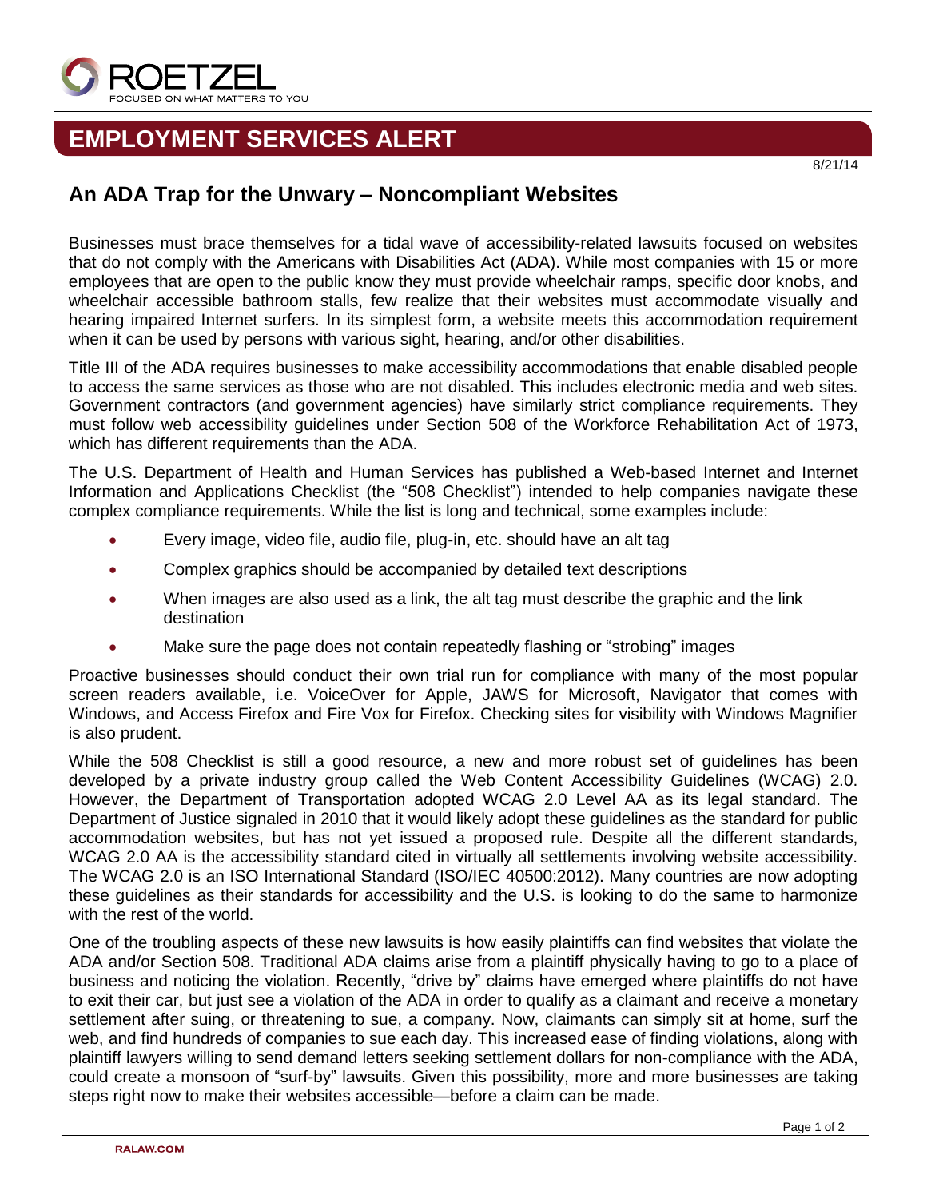# EMPLOYMENT SERVICES ALERT

8/21/14

## An ADA Trap for the Unwary – Noncompliant Websites

Businesses must brace themselves for a tidal wave of accessibility-related lawsuits focused on websites that do not comply with the Americans with Disabilities Act (ADA). While most companies with 15 or more employees that are open to the public know they must provide wheelchair ramps, specific door knobs, and wheelchair accessible bathroom stalls, few realize that their websites must accommodate visually and hearing impaired Internet surfers. In its simplest form, a website meets this accommodation requirement when it can be used by persons with various sight, hearing, and/or other disabilities.

Title III of the ADA requires businesses to make accessibility accommodations that enable disabled people to access the same services as those who are not disabled. This includes electronic media and web sites. Government contractors (and government agencies) have similarly strict compliance requirements. They must follow web accessibility guidelines under Section 508 of the Workforce Rehabilitation Act of 1973, which has different requirements than the ADA.

The U.S. Department of Health and Human Services has published a Web-based Internet and Internet Information and Applications Checklist (the "508 Checklist") intended to help companies navigate these complex compliance requirements. While the list is long and technical, some examples include:

- Every image, video file, audio file, plug-in, etc. should have an alt tag
- Complex graphics should be accompanied by detailed text descriptions
- When images are also used as a link, the alt tag must describe the graphic and the link destination
- Make sure the page does not contain repeatedly flashing or "strobing" images

Proactive businesses should conduct their own trial run for compliance with many of the most popular screen readers available, i.e. VoiceOver for Apple, JAWS for Microsoft, Navigator that comes with Windows, and Access Firefox and Fire Vox for Firefox. Checking sites for visibility with Windows Magnifier is also prudent.

While the 508 Checklist is still a good resource, a new and more robust set of guidelines has been developed by a private industry group called the Web Content Accessibility Guidelines (WCAG) 2.0. However, the Department of Transportation adopted WCAG 2.0 Level AA as its legal standard. The Department of Justice signaled in 2010 that it would likely adopt these guidelines as the standard for public accommodation websites, but has not yet issued a proposed rule. Despite all the different standards, WCAG 2.0 AA is the accessibility standard cited in virtually all settlements involving website accessibility. The WCAG 2.0 is an ISO International Standard (ISO/IEC 40500:2012). Many countries are now adopting these guidelines as their standards for accessibility and the U.S. is looking to do the same to harmonize with the rest of the world.

One of the troubling aspects of these new lawsuits is how easily plaintiffs can find websites that violate the ADA and/or Section 508. Traditional ADA claims arise from a plaintiff physically having to go to a place of business and noticing the violation. Recently, "drive by" claims have emerged where plaintiffs do not have to exit their car, but just see a violation of the ADA in order to qualify as a claimant and receive a monetary settlement after suing, or threatening to sue, a company. Now, claimants can simply sit at home, surf the web, and find hundreds of companies to sue each day. This increased ease of finding violations, along with plaintiff lawyers willing to send demand letters seeking settlement dollars for non-compliance with the ADA, could create a monsoon of "surf-by" lawsuits. Given this possibility, more and more businesses are taking steps right now to make their websites accessible—before a claim can be made.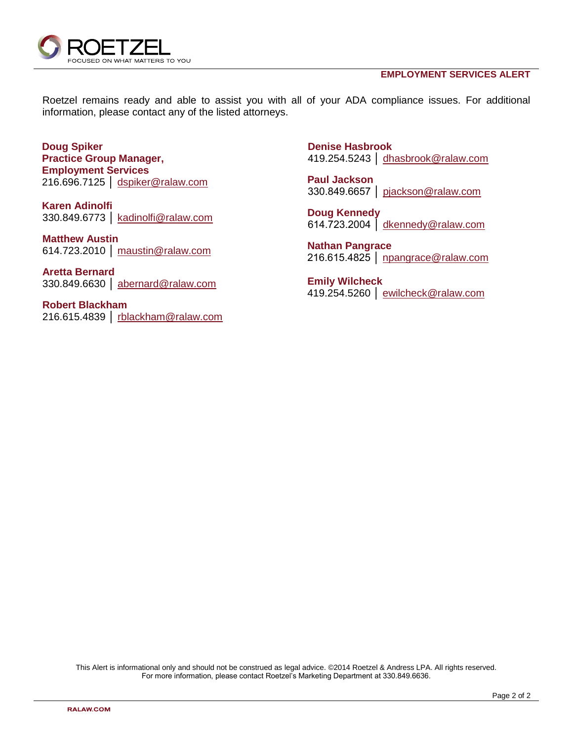Roetzel remains ready and able to assist you with all of your ADA compliance issues. For additional information, please contact any of the listed attorneys.

**Doug Spiker**
**Practice Group Manager, Employment Services**
216.696.7125 │ dspiker@ralaw.com

**Karen Adinolfi**
330.849.6773 │ kadinolfi@ralaw.com

**Matthew Austin**
614.723.2010 │ maustin@ralaw.com

**Aretta Bernard**
330.849.6630 │ abernard@ralaw.com

**Robert Blackham**
216.615.4839 │ rblackham@ralaw.com

**Denise Hasbrook**
419.254.5243 │ dhasbrook@ralaw.com

**Paul Jackson**
330.849.6657 │ pjackson@ralaw.com

**Doug Kennedy**
614.723.2004 │ dkennedy@ralaw.com

**Nathan Pangrace**
216.615.4825 │ npangrace@ralaw.com

**Emily Wilcheck**
419.254.5260 │ ewilcheck@ralaw.com

This Alert is informational only and should not be construed as legal advice. ©2014 Roetzel & Andress LPA. All rights reserved.
For more information, please contact Roetzel's Marketing Department at 330.849.6636.